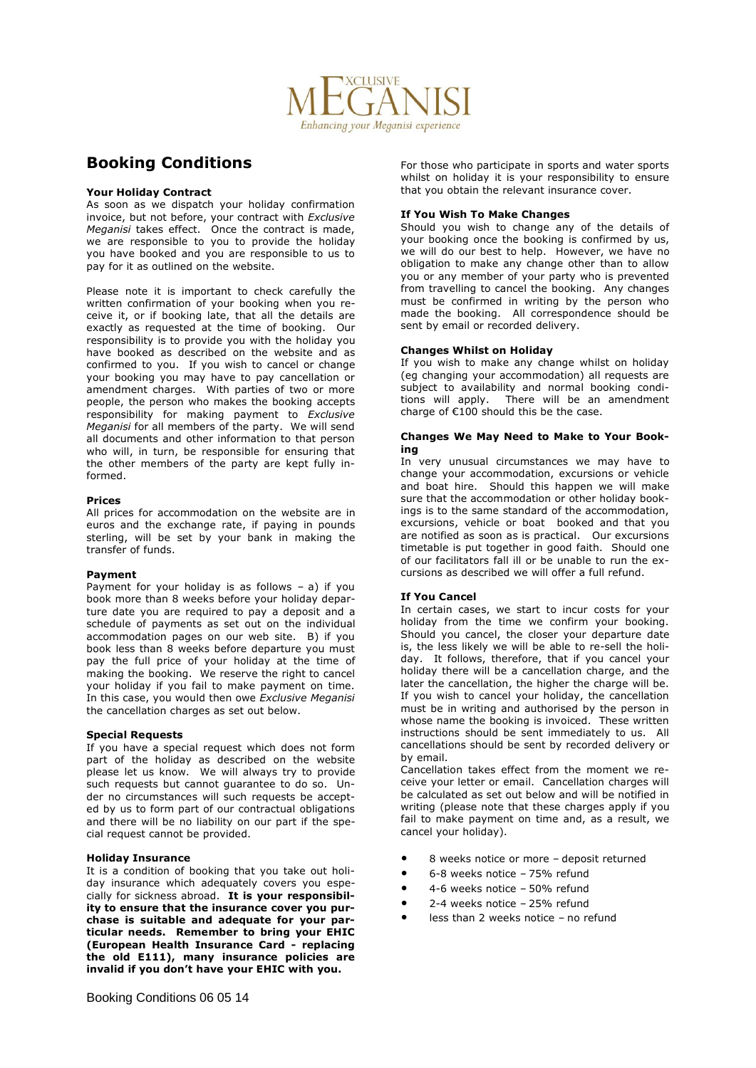# Booking Conditions

### Your Holiday Contract

As soon as we dispatch your holiday confirmation invoice, but not before, your contract with *Exclusive Meganisi* takes effect. Once the contract is made, we are responsible to you to provide the holiday you have booked and you are responsible to us to pay for it as outlined on the website.

Please note it is important to check carefully the written confirmation of your booking when you receive it, or if booking late, that all the details are exactly as requested at the time of booking. Our responsibility is to provide you with the holiday you have booked as described on the website and as confirmed to you. If you wish to cancel or change your booking you may have to pay cancellation or amendment charges. With parties of two or more people, the person who makes the booking accepts responsibility for making payment to *Exclusive Meganisi* for all members of the party. We will send all documents and other information to that person who will, in turn, be responsible for ensuring that the other members of the party are kept fully informed.

### Prices

All prices for accommodation on the website are in euros and the exchange rate, if paying in pounds sterling, will be set by your bank in making the transfer of funds.

### Payment

Payment for your holiday is as follows – a) if you book more than 8 weeks before your holiday departure date you are required to pay a deposit and a schedule of payments as set out on the individual accommodation pages on our web site. B) if you book less than 8 weeks before departure you must pay the full price of your holiday at the time of making the booking. We reserve the right to cancel your holiday if you fail to make payment on time. In this case, you would then owe *Exclusive Meganisi* the cancellation charges as set out below.

### Special Requests

If you have a special request which does not form part of the holiday as described on the website please let us know. We will always try to provide such requests but cannot guarantee to do so. Under no circumstances will such requests be accepted by us to form part of our contractual obligations and there will be no liability on our part if the special request cannot be provided.

### Holiday Insurance

It is a condition of booking that you take out holiday insurance which adequately covers you especially for sickness abroad. **It is your responsibility to ensure that the insurance cover you purchase is suitable and adequate for your particular needs. Remember to bring your EHIC (European Health Insurance Card - replacing the old E111), many insurance policies are invalid if you don't have your EHIC with you.**

For those who participate in sports and water sports whilst on holiday it is your responsibility to ensure that you obtain the relevant insurance cover.

### If You Wish To Make Changes

Should you wish to change any of the details of your booking once the booking is confirmed by us, we will do our best to help. However, we have no obligation to make any change other than to allow you or any member of your party who is prevented from travelling to cancel the booking. Any changes must be confirmed in writing by the person who made the booking. All correspondence should be sent by email or recorded delivery.

### Changes Whilst on Holiday

If you wish to make any change whilst on holiday (eg changing your accommodation) all requests are subject to availability and normal booking conditions will apply. There will be an amendment charge of €100 should this be the case.

### Changes We May Need to Make to Your Booking

In very unusual circumstances we may have to change your accommodation, excursions or vehicle and boat hire. Should this happen we will make sure that the accommodation or other holiday bookings is to the same standard of the accommodation, excursions, vehicle or boat booked and that you are notified as soon as is practical. Our excursions timetable is put together in good faith. Should one of our facilitators fall ill or be unable to run the excursions as described we will offer a full refund.

### If You Cancel

In certain cases, we start to incur costs for your holiday from the time we confirm your booking. Should you cancel, the closer your departure date is, the less likely we will be able to re-sell the holiday. It follows, therefore, that if you cancel your holiday there will be a cancellation charge, and the later the cancellation, the higher the charge will be. If you wish to cancel your holiday, the cancellation must be in writing and authorised by the person in whose name the booking is invoiced. These written instructions should be sent immediately to us. All cancellations should be sent by recorded delivery or by email.

Cancellation takes effect from the moment we receive your letter or email. Cancellation charges will be calculated as set out below and will be notified in writing (please note that these charges apply if you fail to make payment on time and, as a result, we cancel your holiday).

- 8 weeks notice or more – deposit returned
- 6-8 weeks notice – 75% refund
- 4-6 weeks notice – 50% refund
- 2-4 weeks notice – 25% refund
- less than 2 weeks notice – no refund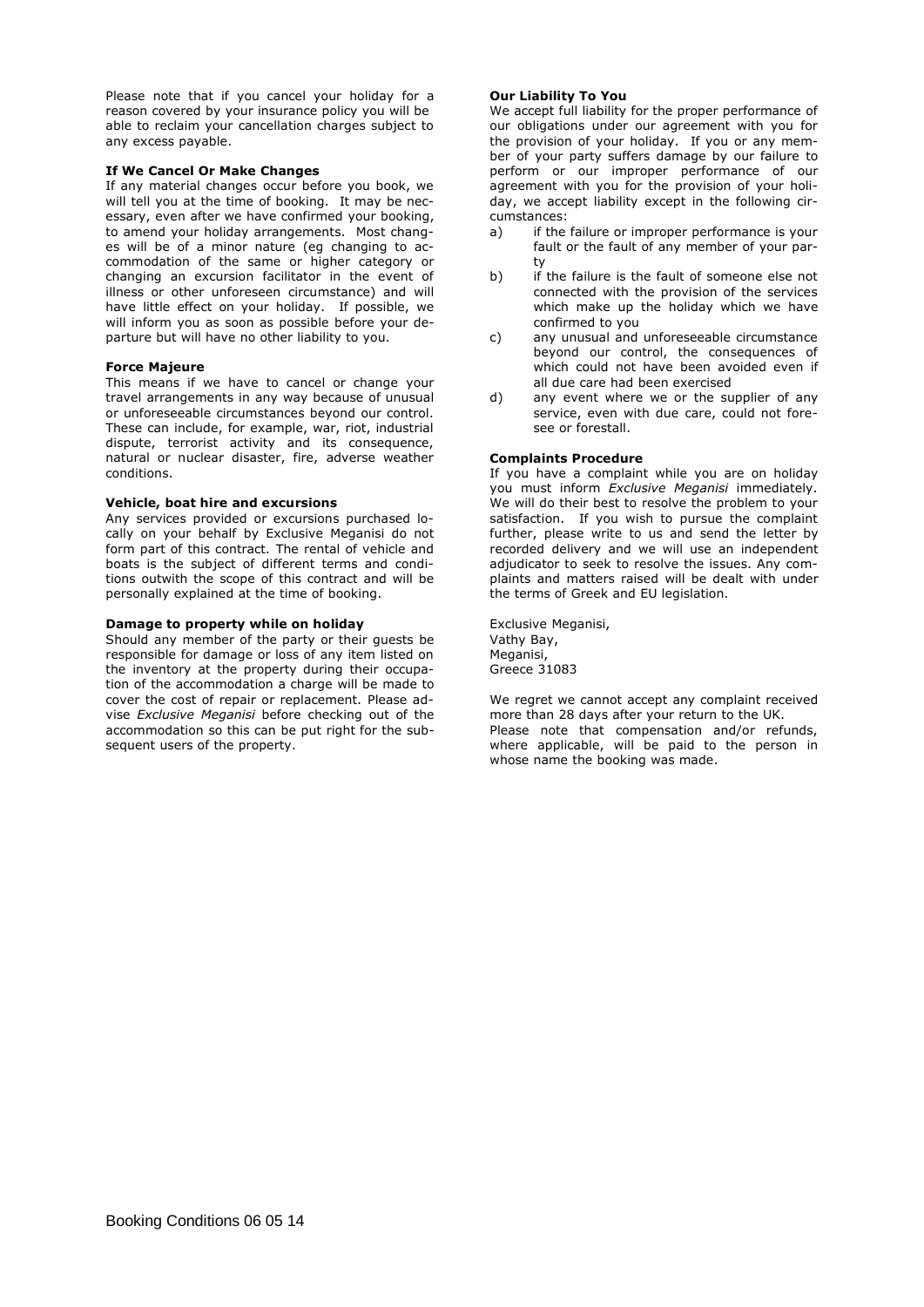Please note that if you cancel your holiday for a reason covered by your insurance policy you will be able to reclaim your cancellation charges subject to any excess payable.

**If We Cancel Or Make Changes**

If any material changes occur before you book, we will tell you at the time of booking. It may be necessary, even after we have confirmed your booking, to amend your holiday arrangements. Most changes will be of a minor nature (eg changing to accommodation of the same or higher category or changing an excursion facilitator in the event of illness or other unforeseen circumstance) and will have little effect on your holiday. If possible, we will inform you as soon as possible before your departure but will have no other liability to you.

**Force Majeure**

This means if we have to cancel or change your travel arrangements in any way because of unusual or unforeseeable circumstances beyond our control. These can include, for example, war, riot, industrial dispute, terrorist activity and its consequence, natural or nuclear disaster, fire, adverse weather conditions.

**Vehicle, boat hire and excursions**

Any services provided or excursions purchased locally on your behalf by Exclusive Meganisi do not form part of this contract. The rental of vehicle and boats is the subject of different terms and conditions outwith the scope of this contract and will be personally explained at the time of booking.

**Damage to property while on holiday**

Should any member of the party or their guests be responsible for damage or loss of any item listed on the inventory at the property during their occupation of the accommodation a charge will be made to cover the cost of repair or replacement. Please advise *Exclusive Meganisi* before checking out of the accommodation so this can be put right for the subsequent users of the property.

**Our Liability To You**

We accept full liability for the proper performance of our obligations under our agreement with you for the provision of your holiday. If you or any member of your party suffers damage by our failure to perform or our improper performance of our agreement with you for the provision of your holiday, we accept liability except in the following circumstances:

a) if the failure or improper performance is your fault or the fault of any member of your party
b) if the failure is the fault of someone else not connected with the provision of the services which make up the holiday which we have confirmed to you
c) any unusual and unforeseeable circumstance beyond our control, the consequences of which could not have been avoided even if all due care had been exercised
d) any event where we or the supplier of any service, even with due care, could not foresee or forestall.

**Complaints Procedure**

If you have a complaint while you are on holiday you must inform *Exclusive Meganisi* immediately. We will do their best to resolve the problem to your satisfaction. If you wish to pursue the complaint further, please write to us and send the letter by recorded delivery and we will use an independent adjudicator to seek to resolve the issues. Any complaints and matters raised will be dealt with under the terms of Greek and EU legislation.

Exclusive Meganisi,
Vathy Bay,
Meganisi,
Greece 31083

We regret we cannot accept any complaint received more than 28 days after your return to the UK.
Please note that compensation and/or refunds, where applicable, will be paid to the person in whose name the booking was made.

Booking Conditions 06 05 14